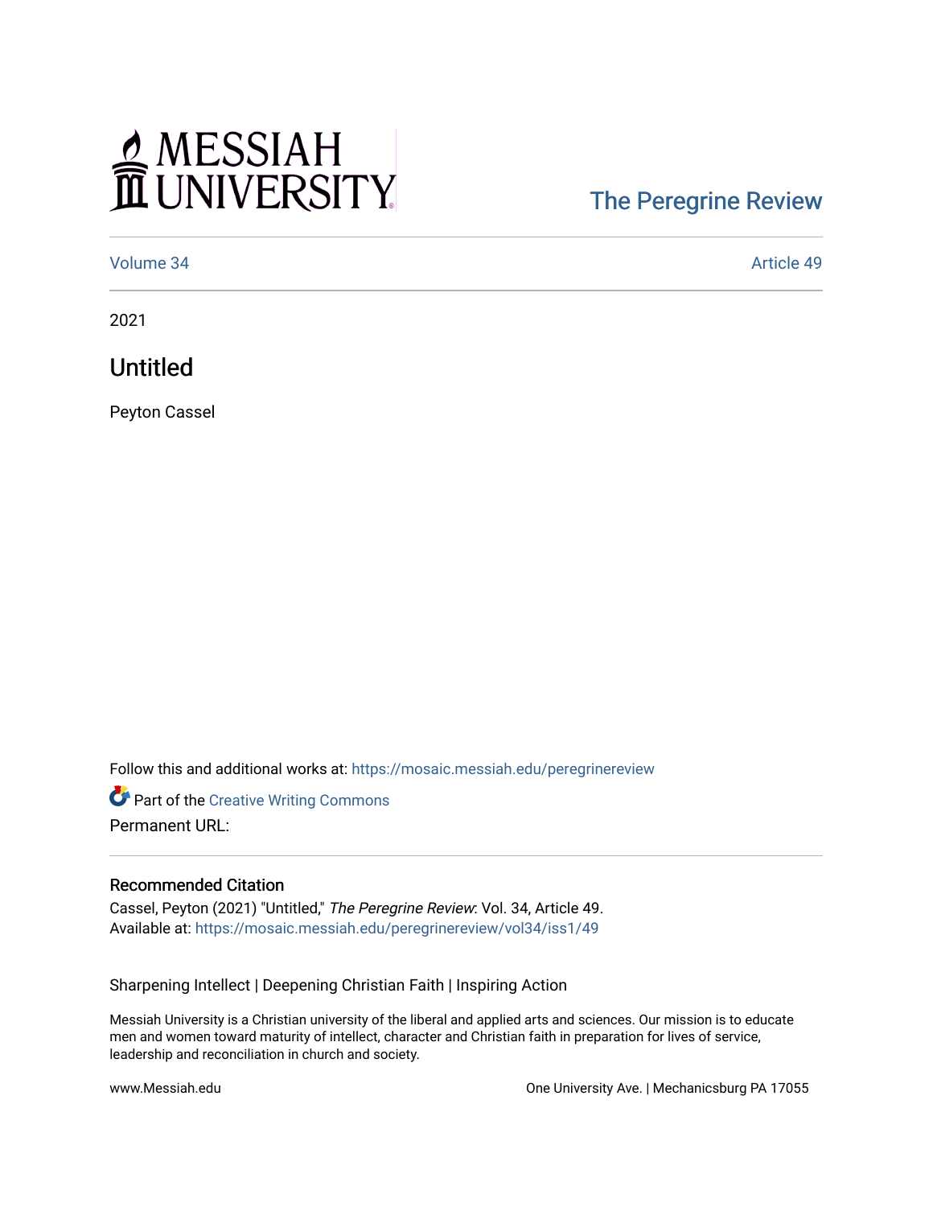Messiah University

The Peregrine Review

Volume 34 | Article 49

2021

# Untitled

Peyton Cassel

Follow this and additional works at: https://mosaic.messiah.edu/peregrinereview

Part of the Creative Writing Commons

Permanent URL:

## Recommended Citation

Cassel, Peyton (2021) "Untitled," *The Peregrine Review*: Vol. 34, Article 49.
Available at: https://mosaic.messiah.edu/peregrinereview/vol34/iss1/49

Sharpening Intellect | Deepening Christian Faith | Inspiring Action

Messiah University is a Christian university of the liberal and applied arts and sciences. Our mission is to educate men and women toward maturity of intellect, character and Christian faith in preparation for lives of service, leadership and reconciliation in church and society.

www.Messiah.edu

One University Ave. | Mechanicsburg PA 17055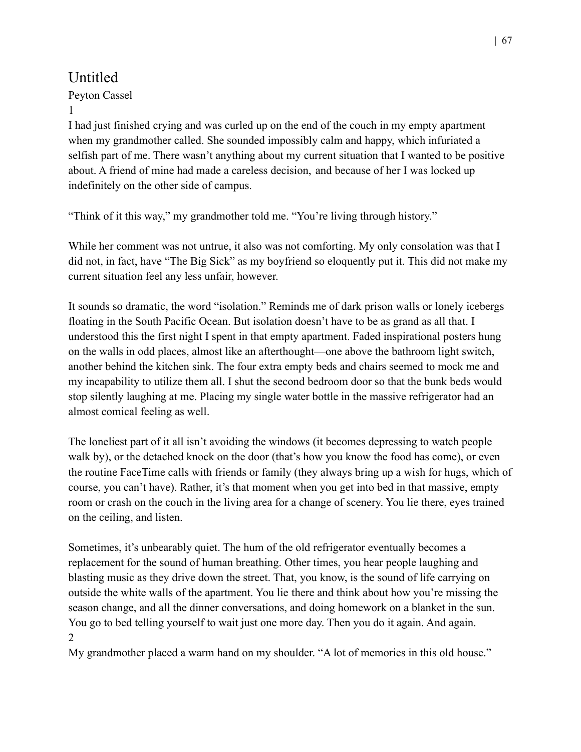## Untitled

Peyton Cassel

1

I had just finished crying and was curled up on the end of the couch in my empty apartment when my grandmother called. She sounded impossibly calm and happy, which infuriated a selfish part of me. There wasn't anything about my current situation that I wanted to be positive about. A friend of mine had made a careless decision, and because of her I was locked up indefinitely on the other side of campus.

"Think of it this way," my grandmother told me. "You're living through history."

While her comment was not untrue, it also was not comforting. My only consolation was that I did not, in fact, have "The Big Sick" as my boyfriend so eloquently put it. This did not make my current situation feel any less unfair, however.

It sounds so dramatic, the word "isolation." Reminds me of dark prison walls or lonely icebergs floating in the South Pacific Ocean. But isolation doesn't have to be as grand as all that. I understood this the first night I spent in that empty apartment. Faded inspirational posters hung on the walls in odd places, almost like an afterthought—one above the bathroom light switch, another behind the kitchen sink. The four extra empty beds and chairs seemed to mock me and my incapability to utilize them all. I shut the second bedroom door so that the bunk beds would stop silently laughing at me. Placing my single water bottle in the massive refrigerator had an almost comical feeling as well.

The loneliest part of it all isn't avoiding the windows (it becomes depressing to watch people walk by), or the detached knock on the door (that's how you know the food has come), or even the routine FaceTime calls with friends or family (they always bring up a wish for hugs, which of course, you can't have). Rather, it's that moment when you get into bed in that massive, empty room or crash on the couch in the living area for a change of scenery. You lie there, eyes trained on the ceiling, and listen.

Sometimes, it's unbearably quiet. The hum of the old refrigerator eventually becomes a replacement for the sound of human breathing. Other times, you hear people laughing and blasting music as they drive down the street. That, you know, is the sound of life carrying on outside the white walls of the apartment. You lie there and think about how you're missing the season change, and all the dinner conversations, and doing homework on a blanket in the sun. You go to bed telling yourself to wait just one more day. Then you do it again. And again.

2

My grandmother placed a warm hand on my shoulder. "A lot of memories in this old house."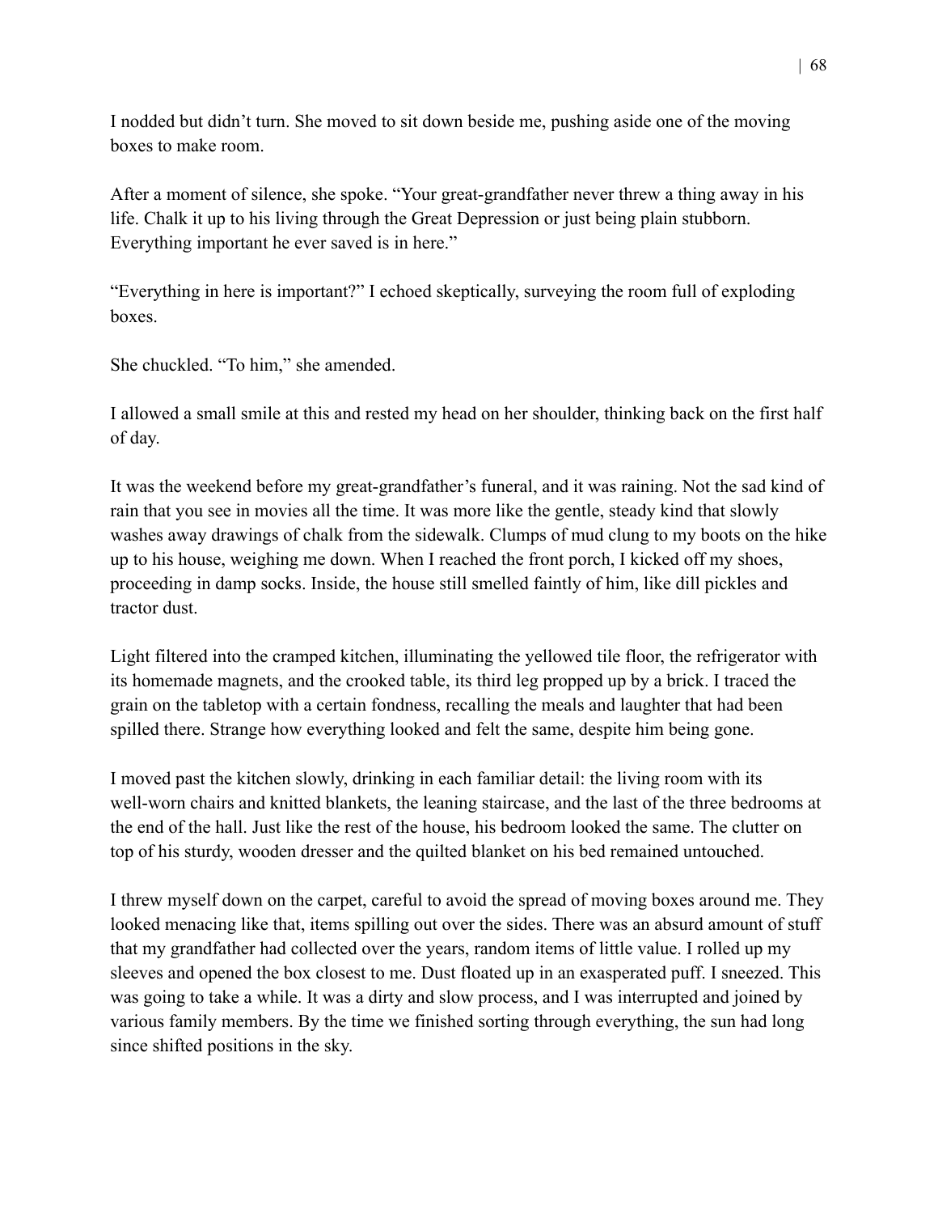I nodded but didn't turn. She moved to sit down beside me, pushing aside one of the moving boxes to make room.

After a moment of silence, she spoke. "Your great-grandfather never threw a thing away in his life. Chalk it up to his living through the Great Depression or just being plain stubborn. Everything important he ever saved is in here."

"Everything in here is important?" I echoed skeptically, surveying the room full of exploding boxes.

She chuckled. "To him," she amended.

I allowed a small smile at this and rested my head on her shoulder, thinking back on the first half of day.

It was the weekend before my great-grandfather's funeral, and it was raining. Not the sad kind of rain that you see in movies all the time. It was more like the gentle, steady kind that slowly washes away drawings of chalk from the sidewalk. Clumps of mud clung to my boots on the hike up to his house, weighing me down. When I reached the front porch, I kicked off my shoes, proceeding in damp socks. Inside, the house still smelled faintly of him, like dill pickles and tractor dust.

Light filtered into the cramped kitchen, illuminating the yellowed tile floor, the refrigerator with its homemade magnets, and the crooked table, its third leg propped up by a brick. I traced the grain on the tabletop with a certain fondness, recalling the meals and laughter that had been spilled there. Strange how everything looked and felt the same, despite him being gone.

I moved past the kitchen slowly, drinking in each familiar detail: the living room with its well-worn chairs and knitted blankets, the leaning staircase, and the last of the three bedrooms at the end of the hall. Just like the rest of the house, his bedroom looked the same. The clutter on top of his sturdy, wooden dresser and the quilted blanket on his bed remained untouched.

I threw myself down on the carpet, careful to avoid the spread of moving boxes around me. They looked menacing like that, items spilling out over the sides. There was an absurd amount of stuff that my grandfather had collected over the years, random items of little value. I rolled up my sleeves and opened the box closest to me. Dust floated up in an exasperated puff. I sneezed. This was going to take a while. It was a dirty and slow process, and I was interrupted and joined by various family members. By the time we finished sorting through everything, the sun had long since shifted positions in the sky.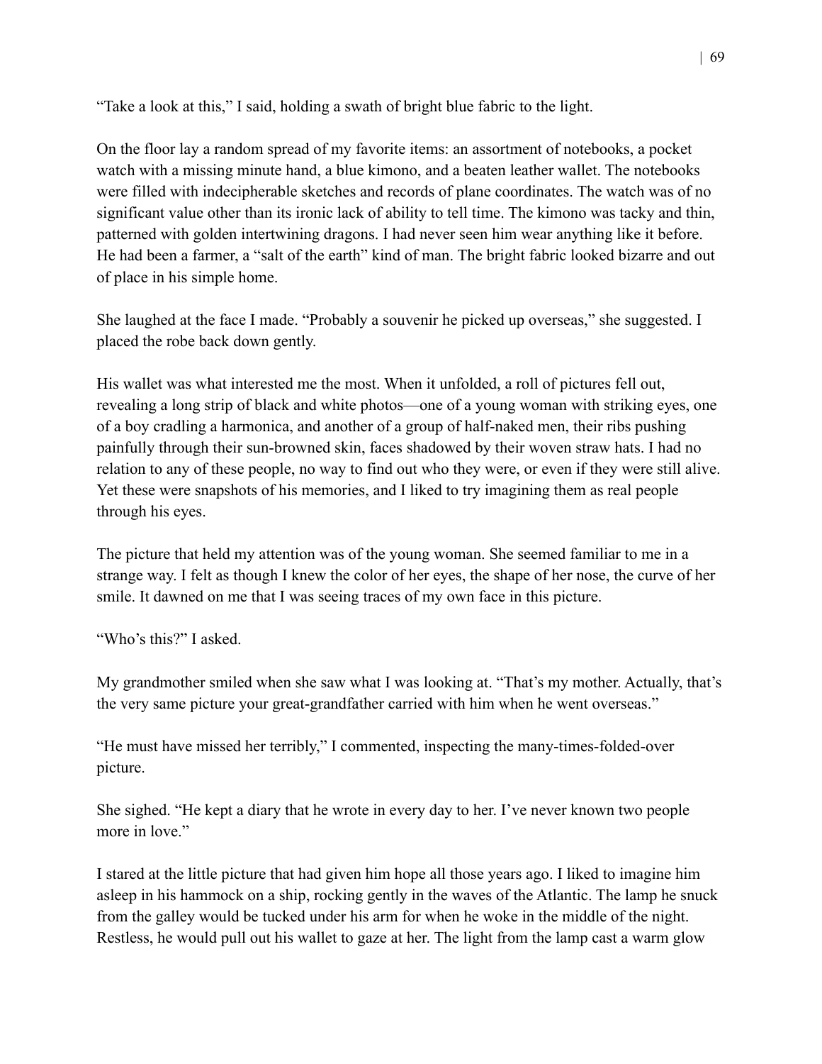"Take a look at this," I said, holding a swath of bright blue fabric to the light.

On the floor lay a random spread of my favorite items: an assortment of notebooks, a pocket watch with a missing minute hand, a blue kimono, and a beaten leather wallet. The notebooks were filled with indecipherable sketches and records of plane coordinates. The watch was of no significant value other than its ironic lack of ability to tell time. The kimono was tacky and thin, patterned with golden intertwining dragons. I had never seen him wear anything like it before. He had been a farmer, a "salt of the earth" kind of man. The bright fabric looked bizarre and out of place in his simple home.

She laughed at the face I made. "Probably a souvenir he picked up overseas," she suggested. I placed the robe back down gently.

His wallet was what interested me the most. When it unfolded, a roll of pictures fell out, revealing a long strip of black and white photos—one of a young woman with striking eyes, one of a boy cradling a harmonica, and another of a group of half-naked men, their ribs pushing painfully through their sun-browned skin, faces shadowed by their woven straw hats. I had no relation to any of these people, no way to find out who they were, or even if they were still alive. Yet these were snapshots of his memories, and I liked to try imagining them as real people through his eyes.

The picture that held my attention was of the young woman. She seemed familiar to me in a strange way. I felt as though I knew the color of her eyes, the shape of her nose, the curve of her smile. It dawned on me that I was seeing traces of my own face in this picture.

"Who's this?" I asked.

My grandmother smiled when she saw what I was looking at. "That's my mother. Actually, that's the very same picture your great-grandfather carried with him when he went overseas."

"He must have missed her terribly," I commented, inspecting the many-times-folded-over picture.

She sighed. "He kept a diary that he wrote in every day to her. I've never known two people more in love."

I stared at the little picture that had given him hope all those years ago. I liked to imagine him asleep in his hammock on a ship, rocking gently in the waves of the Atlantic. The lamp he snuck from the galley would be tucked under his arm for when he woke in the middle of the night. Restless, he would pull out his wallet to gaze at her. The light from the lamp cast a warm glow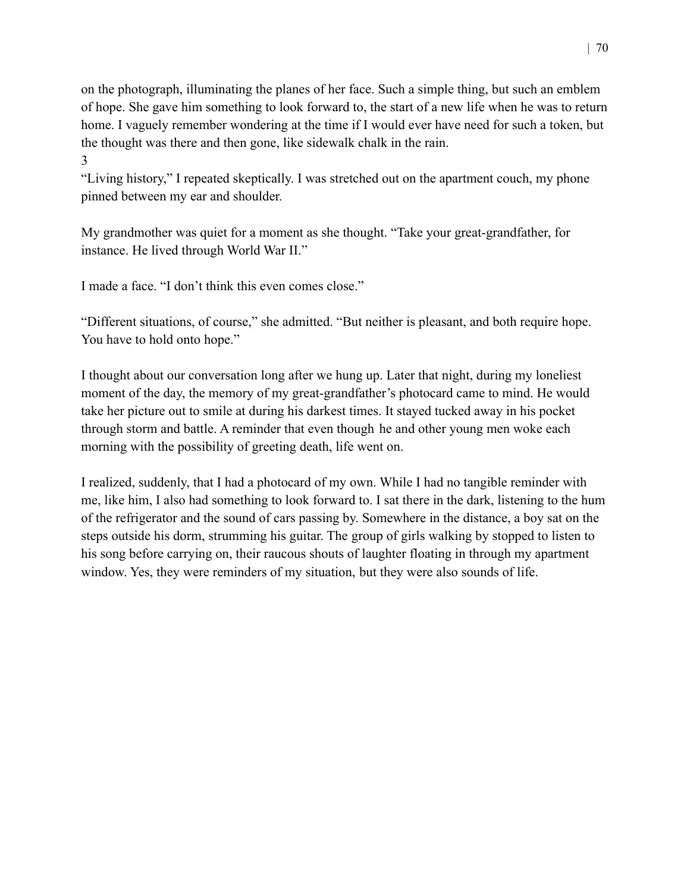on the photograph, illuminating the planes of her face. Such a simple thing, but such an emblem of hope. She gave him something to look forward to, the start of a new life when he was to return home. I vaguely remember wondering at the time if I would ever have need for such a token, but the thought was there and then gone, like sidewalk chalk in the rain.

3

"Living history," I repeated skeptically. I was stretched out on the apartment couch, my phone pinned between my ear and shoulder.

My grandmother was quiet for a moment as she thought. "Take your great-grandfather, for instance. He lived through World War II."

I made a face. "I don't think this even comes close."

"Different situations, of course," she admitted. "But neither is pleasant, and both require hope. You have to hold onto hope."

I thought about our conversation long after we hung up. Later that night, during my loneliest moment of the day, the memory of my great-grandfather's photocard came to mind. He would take her picture out to smile at during his darkest times. It stayed tucked away in his pocket through storm and battle. A reminder that even though he and other young men woke each morning with the possibility of greeting death, life went on.

I realized, suddenly, that I had a photocard of my own. While I had no tangible reminder with me, like him, I also had something to look forward to. I sat there in the dark, listening to the hum of the refrigerator and the sound of cars passing by. Somewhere in the distance, a boy sat on the steps outside his dorm, strumming his guitar. The group of girls walking by stopped to listen to his song before carrying on, their raucous shouts of laughter floating in through my apartment window. Yes, they were reminders of my situation, but they were also sounds of life.